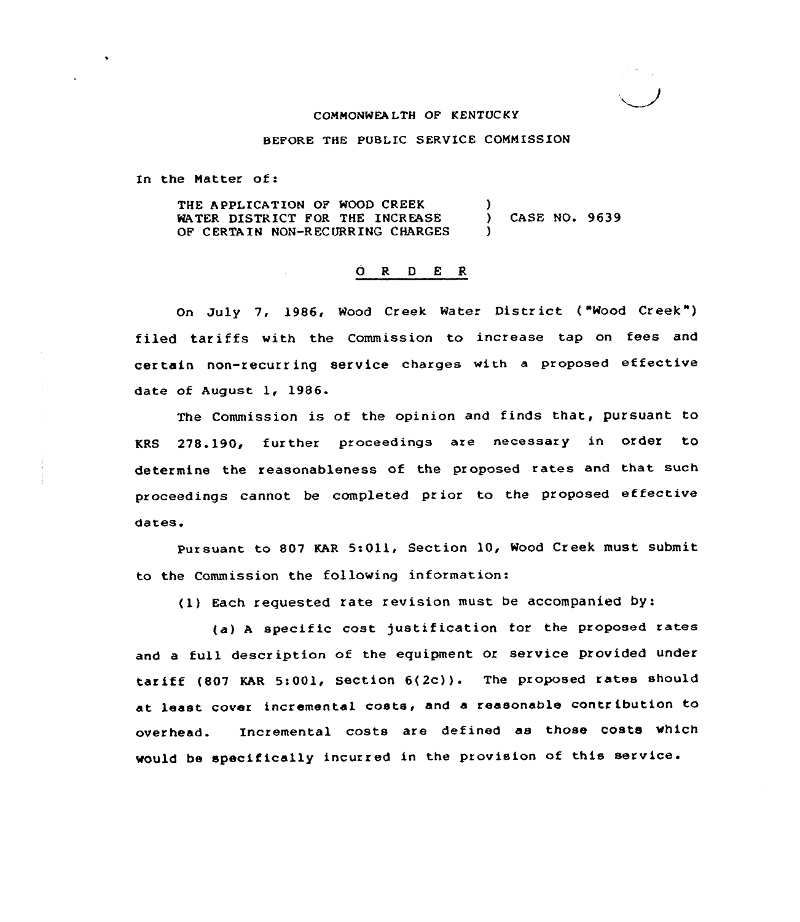COMMONWEALTH OF KENTUCKY

BEFORE THE PUBLIC SERVICE COMMISSION

In the Matter of:

| | | |
|---|---|---|
| THE APPLICATION OF WOOD CREEK WATER DISTRICT FOR THE INCREASE OF CERTAIN NON-RECURRING CHARGES | ) ) ) | CASE NO. 9639 |

O R D E R

On July 7, 1986, Wood Creek Water District ("Wood Creek") filed tariffs with the Commission to increase tap on fees and certain non-recurring service charges with a proposed effective date of August 1, 1986.

The Commission is of the opinion and finds that, pursuant to KRS 278.190, further proceedings are necessary in order to determine the reasonableness of the proposed rates and that such proceedings cannot be completed prior to the proposed effective dates.

Pursuant to 807 KAR 5:011, Section 10, Wood Creek must submit to the Commission the following information:

(1) Each requested rate revision must be accompanied by:

(a) A specific cost justification for the proposed rates and a full description of the equipment or service provided under tariff (807 KAR 5:001, Section 6(2c)). The proposed rates should at least cover incremental costs, and a reasonable contribution to overhead. Incremental costs are defined as those costs which would be specifically incurred in the provision of this service.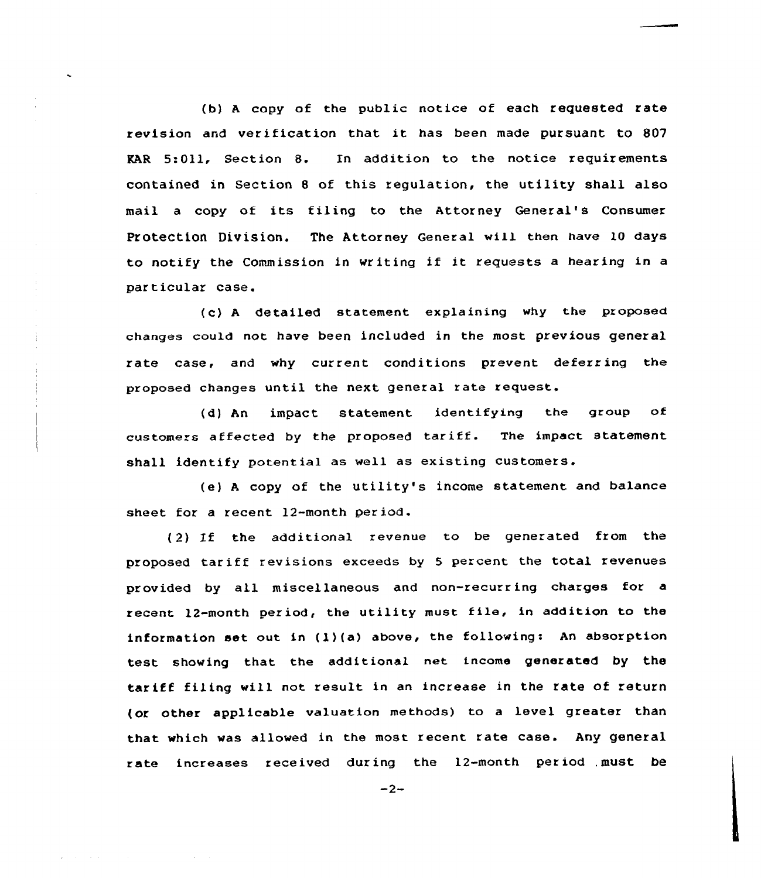(b) A copy of the public notice of each requested rate revision and verification that it has been made pursuant to 807 KAR 5:011, Section 8. In addition to the notice requirements contained in Section 8 of this regulation, the utility shall also mail a copy of its filing to the Attorney General's Consumer Protection Division. The Attorney General will then have 10 days to notify the Commission in writing if it requests a hearing in a particular case.

(c) A detailed statement explaining why the proposed changes could not have been included in the most previous general rate case, and why current conditions prevent deferring the proposed changes until the next general rate request.

(d) An impact statement identifying the group of customers affected by the proposed tariff. The impact statement shall identify potential as well as existing customers.

(e) A copy of the utility's income statement and balance sheet for a recent 12-month period.

(2) If the additional revenue to be generated from the proposed tariff revisions exceeds by 5 percent the total revenues provided by all miscellaneous and non-recurring charges for a recent 12-month period, the utility must file, in addition to the information set out in (1)(a) above, the following: An absorption test showing that the additional net income generated by the tariff filing will not result in an increase in the rate of return (or other applicable valuation methods) to a level greater than that which was allowed in the most recent rate case. Any general rate increases received during the 12-month period must be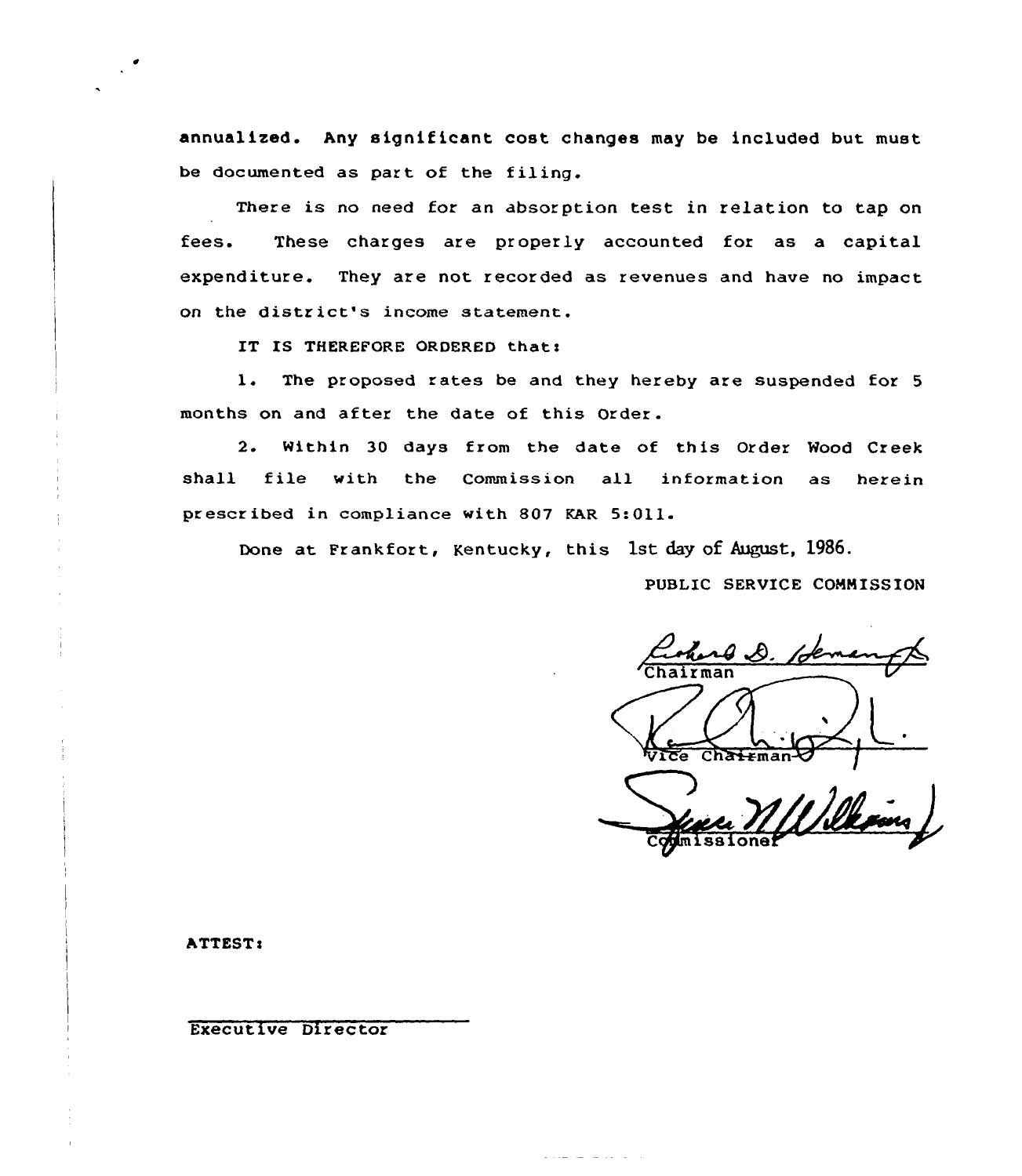annualized. Any significant cost changes may be included but must be documented as part of the filing.

There is no need for an absorption test in relation to tap on fees. These charges are properly accounted for as a capital expenditure. They are not recorded as revenues and have no impact on the district's income statement.

IT IS THEREFORE ORDERED that:

1. The proposed rates be and they hereby are suspended for 5 months on and after the date of this Order.

2. Within 30 days from the date of this Order Wood Creek shall file with the Commission all information as herein prescribed in compliance with 807 KAR 5:011.

Done at Frankfort, Kentucky, this 1st day of August, 1986.

PUBLIC SERVICE COMMISSION

Chairman

Vice Chairman

Commissioner

ATTEST:

Executive Director